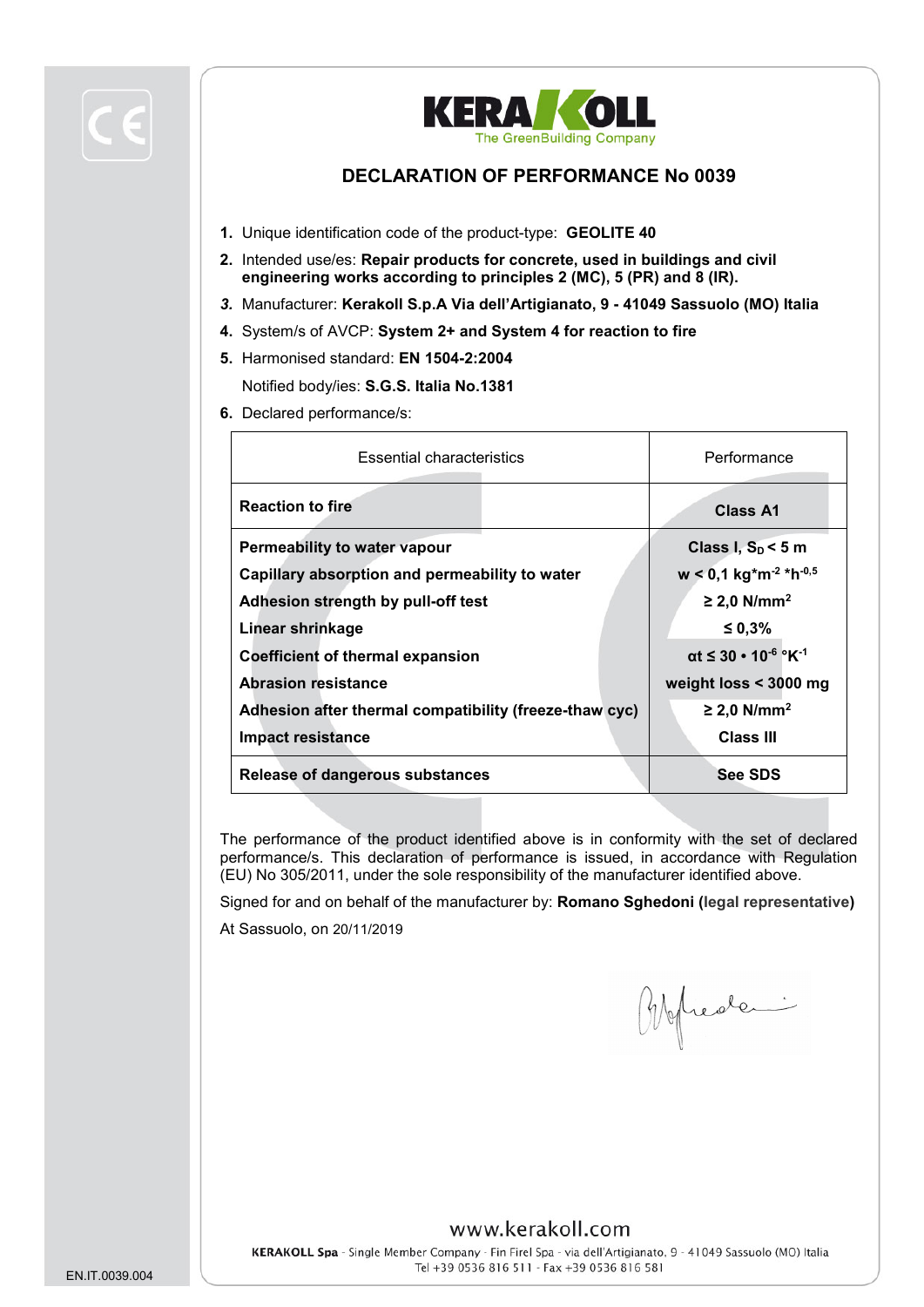# DECLARATION OF PERFORMANCE No 0039

1. Unique identification code of the product-type: **GEOLITE 40**
2. Intended use/es: **Repair products for concrete, used in buildings and civil engineering works according to principles 2 (MC), 5 (PR) and 8 (IR).**
3. Manufacturer: **Kerakoll S.p.A Via dell'Artigianato, 9 - 41049 Sassuolo (MO) Italia**
4. System/s of AVCP: **System 2+ and System 4 for reaction to fire**
5. Harmonised standard: **EN 1504-2:2004**

   Notified body/ies: **S.G.S. Italia No.1381**
6. Declared performance/s:

| Essential characteristics | Performance |
|---|---|
| **Reaction to fire** | **Class A1** |
| **Permeability to water vapour** | **Class I, $S_D < 5$ m** |
| **Capillary absorption and permeability to water** | **w < 0,1 kg\*$m^{-2}$ \*$h^{-0,5}$** |
| **Adhesion strength by pull-off test** | **≥ 2,0 N/$mm^2$** |
| **Linear shrinkage** | **≤ 0,3%** |
| **Coefficient of thermal expansion** | **$\alpha t \leq 30 \cdot 10^{-6}$ °$K^{-1}$** |
| **Abrasion resistance** | **weight loss < 3000 mg** |
| **Adhesion after thermal compatibility (freeze-thaw cyc)** | **≥ 2,0 N/$mm^2$** |
| **Impact resistance** | **Class III** |
| **Release of dangerous substances** | **See SDS** |

The performance of the product identified above is in conformity with the set of declared performance/s. This declaration of performance is issued, in accordance with Regulation (EU) No 305/2011, under the sole responsibility of the manufacturer identified above.

Signed for and on behalf of the manufacturer by: **Romano Sghedoni (legal representative)**

At Sassuolo, on 20/11/2019

www.kerakoll.com

**KERAKOLL Spa** - Single Member Company - Fin Firel Spa - via dell'Artigianato, 9 - 41049 Sassuolo (MO) Italia
Tel +39 0536 816 511 - Fax +39 0536 816 581

EN.IT.0039.004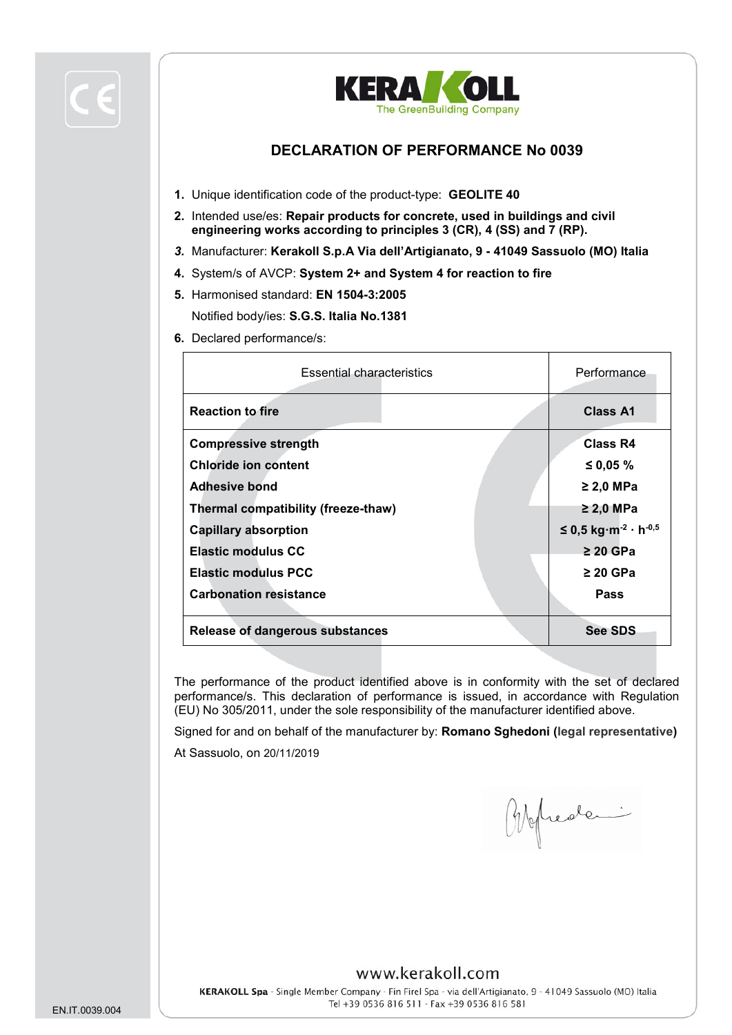KERAKOLL
The GreenBuilding Company

# DECLARATION OF PERFORMANCE No 0039

1. Unique identification code of the product-type: **GEOLITE 40**
2. Intended use/es: **Repair products for concrete, used in buildings and civil engineering works according to principles 3 (CR), 4 (SS) and 7 (RP).**
3. Manufacturer: **Kerakoll S.p.A Via dell'Artigianato, 9 - 41049 Sassuolo (MO) Italia**
4. System/s of AVCP: **System 2+ and System 4 for reaction to fire**
5. Harmonised standard: **EN 1504-3:2005**

   Notified body/ies: **S.G.S. Italia No.1381**
6. Declared performance/s:

| Essential characteristics | Performance |
|---|---|
| **Reaction to fire** | **Class A1** |
| **Compressive strength** | **Class R4** |
| **Chloride ion content** | **≤ 0,05 %** |
| **Adhesive bond** | **≥ 2,0 MPa** |
| **Thermal compatibility (freeze-thaw)** | **≥ 2,0 MPa** |
| **Capillary absorption** | **≤ 0,5 $kg \cdot m^{-2} \cdot h^{-0,5}$** |
| **Elastic modulus CC** | **≥ 20 GPa** |
| **Elastic modulus PCC** | **≥ 20 GPa** |
| **Carbonation resistance** | **Pass** |
| **Release of dangerous substances** | **See SDS** |

The performance of the product identified above is in conformity with the set of declared performance/s. This declaration of performance is issued, in accordance with Regulation (EU) No 305/2011, under the sole responsibility of the manufacturer identified above.

Signed for and on behalf of the manufacturer by: **Romano Sghedoni (legal representative)**

At Sassuolo, on 20/11/2019

www.kerakoll.com

**KERAKOLL Spa** - Single Member Company - Fin Firel Spa - via dell'Artigianato, 9 - 41049 Sassuolo (MO) Italia
Tel +39 0536 816 511 - Fax +39 0536 816 581

EN.IT.0039.004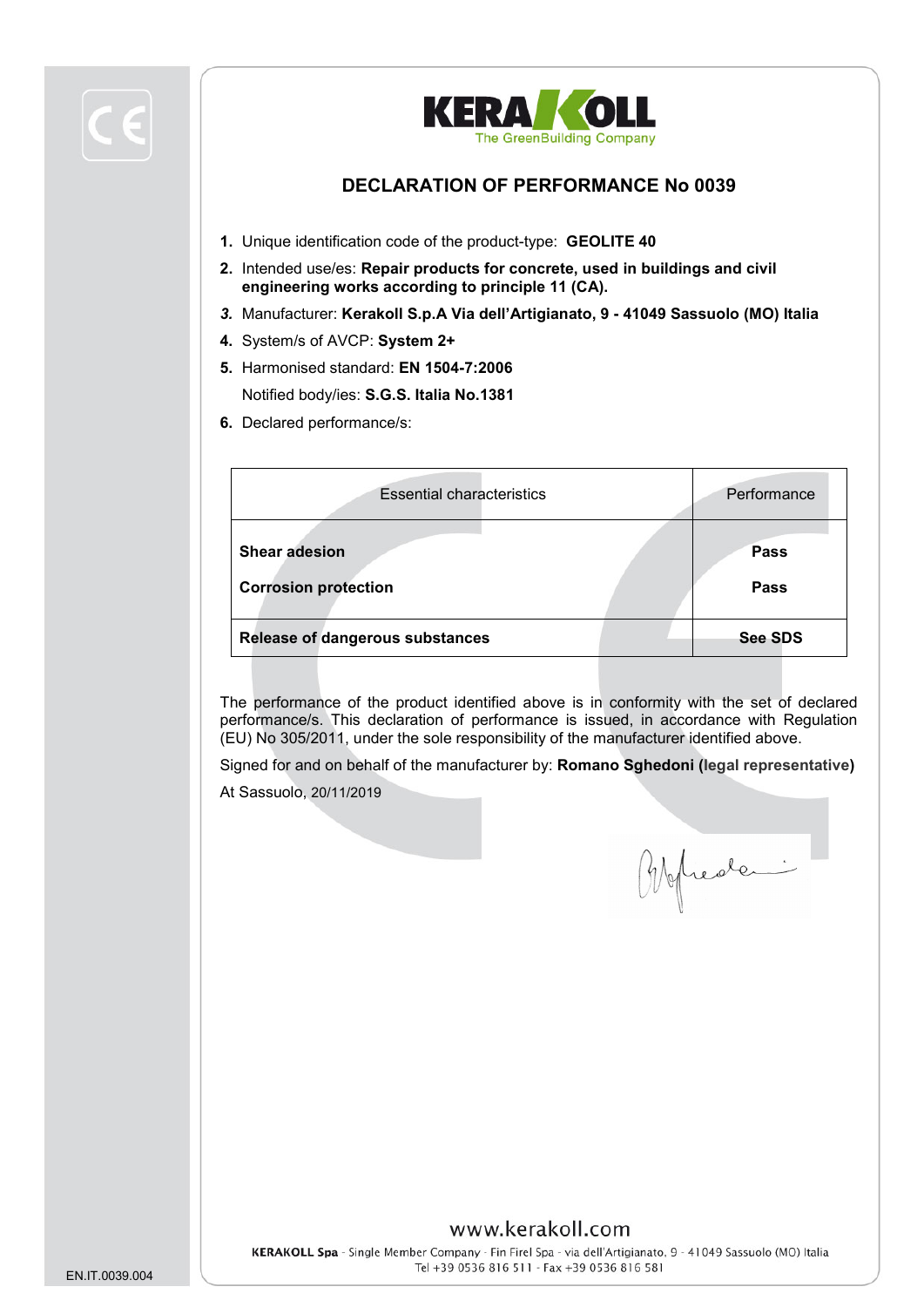KERAKOLL
The GreenBuilding Company

# DECLARATION OF PERFORMANCE No 0039

1. Unique identification code of the product-type: **GEOLITE 40**
2. Intended use/es: **Repair products for concrete, used in buildings and civil engineering works according to principle 11 (CA).**
3. Manufacturer: **Kerakoll S.p.A Via dell'Artigianato, 9 - 41049 Sassuolo (MO) Italia**
4. System/s of AVCP: **System 2+**
5. Harmonised standard: **EN 1504-7:2006**

   Notified body/ies: **S.G.S. Italia No.1381**
6. Declared performance/s:

| Essential characteristics | Performance |
|---|---|
| **Shear adesion** | **Pass** |
| **Corrosion protection** | **Pass** |
| **Release of dangerous substances** | **See SDS** |

The performance of the product identified above is in conformity with the set of declared performance/s. This declaration of performance is issued, in accordance with Regulation (EU) No 305/2011, under the sole responsibility of the manufacturer identified above.

Signed for and on behalf of the manufacturer by: **Romano Sghedoni (legal representative)**

At Sassuolo, 20/11/2019

www.kerakoll.com

**KERAKOLL Spa** - Single Member Company - Fin Firel Spa - via dell'Artigianato, 9 - 41049 Sassuolo (MO) Italia
Tel +39 0536 816 511 - Fax +39 0536 816 581

EN.IT.0039.004